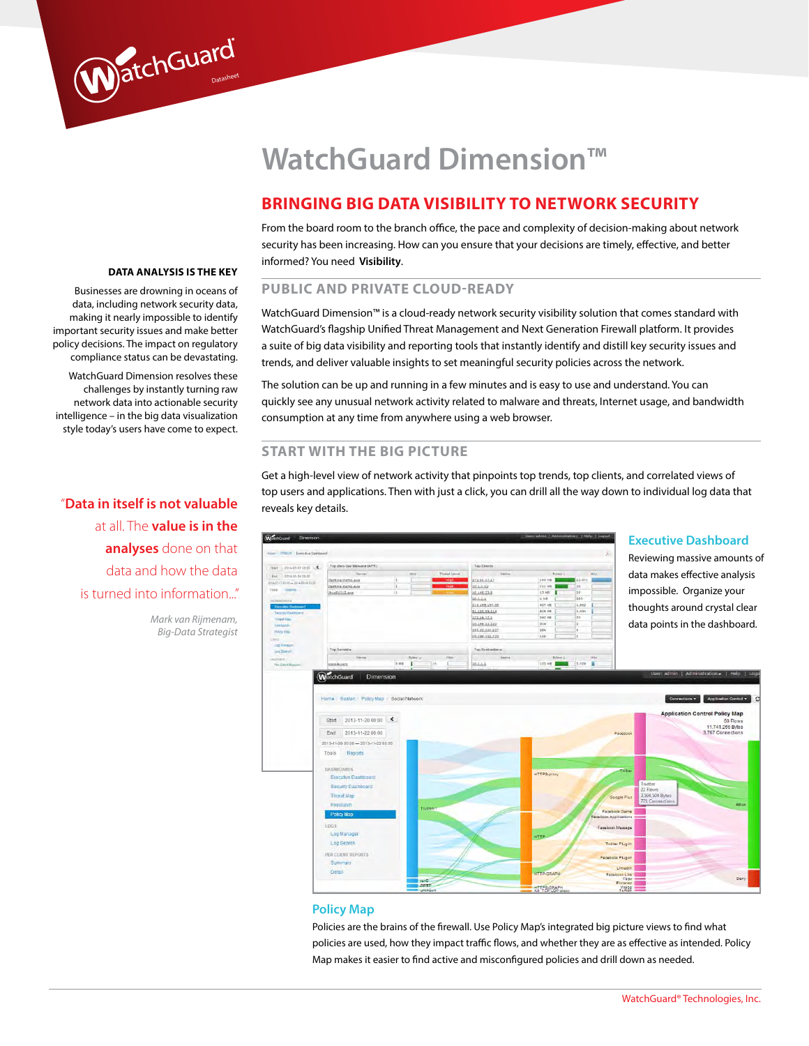# WatchGuard Dimension™

## BRINGING BIG DATA VISIBILITY TO NETWORK SECURITY

From the board room to the branch office, the pace and complexity of decision-making about network security has been increasing. How can you ensure that your decisions are timely, effective, and better informed? You need **Visibility**.

### DATA ANALYSIS IS THE KEY

Businesses are drowning in oceans of data, including network security data, making it nearly impossible to identify important security issues and make better policy decisions. The impact on regulatory compliance status can be devastating.

WatchGuard Dimension resolves these challenges by instantly turning raw network data into actionable security intelligence – in the big data visualization style today's users have come to expect.

> "**Data in itself is not valuable** at all. The **value is in the analyses** done on that data and how the data is turned into information..."
>
> *Mark van Rijmenam, Big-Data Strategist*

### PUBLIC AND PRIVATE CLOUD-READY

WatchGuard Dimension™ is a cloud-ready network security visibility solution that comes standard with WatchGuard's flagship Unified Threat Management and Next Generation Firewall platform. It provides a suite of big data visibility and reporting tools that instantly identify and distill key security issues and trends, and deliver valuable insights to set meaningful security policies across the network.

The solution can be up and running in a few minutes and is easy to use and understand. You can quickly see any unusual network activity related to malware and threats, Internet usage, and bandwidth consumption at any time from anywhere using a web browser.

### START WITH THE BIG PICTURE

Get a high-level view of network activity that pinpoints top trends, top clients, and correlated views of top users and applications. Then with just a click, you can drill all the way down to individual log data that reveals key details.

#### Executive Dashboard

Reviewing massive amounts of data makes effective analysis impossible. Organize your thoughts around crystal clear data points in the dashboard.

#### Policy Map

Policies are the brains of the firewall. Use Policy Map's integrated big picture views to find what policies are used, how they impact traffic flows, and whether they are as effective as intended. Policy Map makes it easier to find active and misconfigured policies and drill down as needed.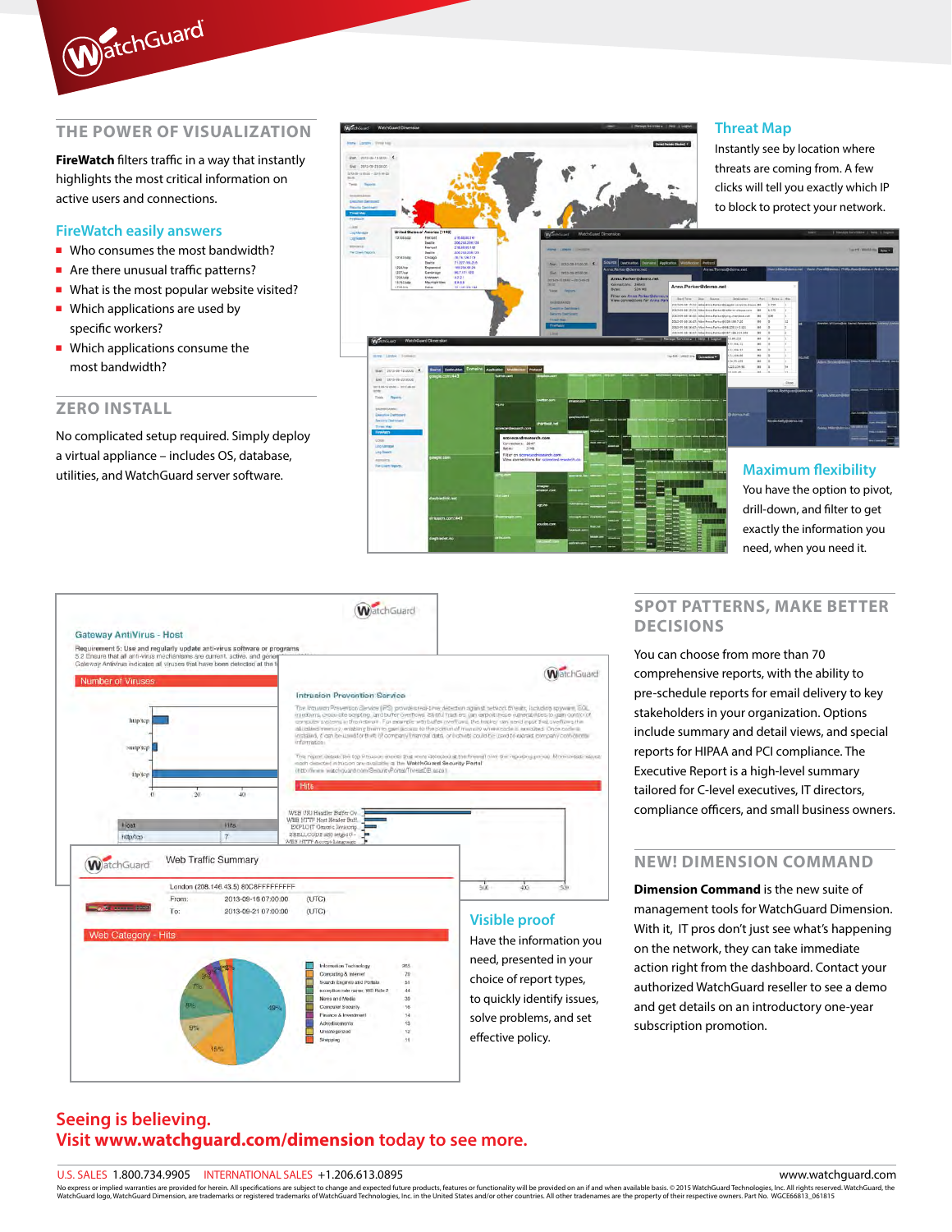## THE POWER OF VISUALIZATION

**FireWatch** filters traffic in a way that instantly highlights the most critical information on active users and connections.

### FireWatch easily answers

- Who consumes the most bandwidth?
- Are there unusual traffic patterns?
- What is the most popular website visited?
- Which applications are used by specific workers?
- Which applications consume the most bandwidth?

## ZERO INSTALL

No complicated setup required. Simply deploy a virtual appliance – includes OS, database, utilities, and WatchGuard server software.

### Threat Map

Instantly see by location where threats are coming from. A few clicks will tell you exactly which IP to block to protect your network.

### Maximum flexibility

You have the option to pivot, drill-down, and filter to get exactly the information you need, when you need it.

### Visible proof

Have the information you need, presented in your choice of report types, to quickly identify issues, solve problems, and set effective policy.

## SPOT PATTERNS, MAKE BETTER DECISIONS

You can choose from more than 70 comprehensive reports, with the ability to pre-schedule reports for email delivery to key stakeholders in your organization. Options include summary and detail views, and special reports for HIPAA and PCI compliance. The Executive Report is a high-level summary tailored for C-level executives, IT directors, compliance officers, and small business owners.

## NEW! DIMENSION COMMAND

**Dimension Command** is the new suite of management tools for WatchGuard Dimension. With it, IT pros don't just see what's happening on the network, they can take immediate action right from the dashboard. Contact your authorized WatchGuard reseller to see a demo and get details on an introductory one-year subscription promotion.

**Seeing is believing.**
**Visit www.watchguard.com/dimension today to see more.**

U.S. SALES 1.800.734.9905 INTERNATIONAL SALES +1.206.613.0895 www.watchguard.com

No express or implied warranties are provided for herein. All specifications are subject to change and expected future products, features or functionality will be provided on an if and when available basis. © 2015 WatchGuard Technologies, Inc. All rights reserved. WatchGuard, the WatchGuard logo, WatchGuard Dimension, are trademarks or registered trademarks of WatchGuard Technologies, Inc. in the United States and/or other countries. All other tradenames are the property of their respective owners. Part No. WGCE66813_061815